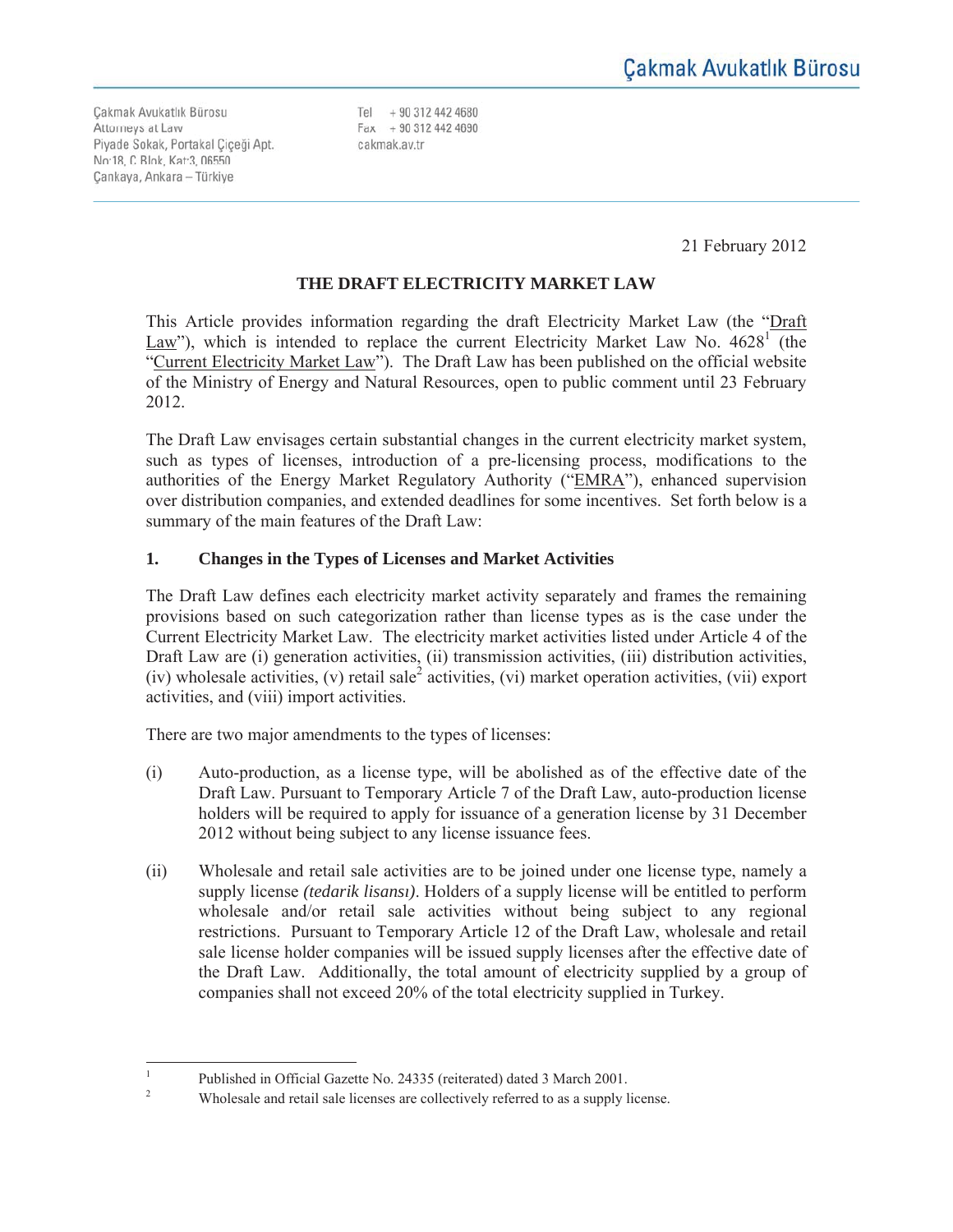Çakmak Avukatlık Bürosu
Attorneys at Law
Piyade Sokak, Portakal Çiçeği Apt.
No:18, C Blok, Kat:3, 06550
Çankaya, Ankara – Türkiye

Tel + 90 312 442 4680
Fax + 90 312 442 4690
cakmak.av.tr

21 February 2012

# THE DRAFT ELECTRICITY MARKET LAW

This Article provides information regarding the draft Electricity Market Law (the "Draft Law"), which is intended to replace the current Electricity Market Law No. 4628[1] (the "Current Electricity Market Law"). The Draft Law has been published on the official website of the Ministry of Energy and Natural Resources, open to public comment until 23 February 2012.

The Draft Law envisages certain substantial changes in the current electricity market system, such as types of licenses, introduction of a pre-licensing process, modifications to the authorities of the Energy Market Regulatory Authority ("EMRA"), enhanced supervision over distribution companies, and extended deadlines for some incentives. Set forth below is a summary of the main features of the Draft Law:

## 1. Changes in the Types of Licenses and Market Activities

The Draft Law defines each electricity market activity separately and frames the remaining provisions based on such categorization rather than license types as is the case under the Current Electricity Market Law. The electricity market activities listed under Article 4 of the Draft Law are (i) generation activities, (ii) transmission activities, (iii) distribution activities, (iv) wholesale activities, (v) retail sale[2] activities, (vi) market operation activities, (vii) export activities, and (viii) import activities.

There are two major amendments to the types of licenses:

(i) Auto-production, as a license type, will be abolished as of the effective date of the Draft Law. Pursuant to Temporary Article 7 of the Draft Law, auto-production license holders will be required to apply for issuance of a generation license by 31 December 2012 without being subject to any license issuance fees.

(ii) Wholesale and retail sale activities are to be joined under one license type, namely a supply license *(tedarik lisansı)*. Holders of a supply license will be entitled to perform wholesale and/or retail sale activities without being subject to any regional restrictions. Pursuant to Temporary Article 12 of the Draft Law, wholesale and retail sale license holder companies will be issued supply licenses after the effective date of the Draft Law. Additionally, the total amount of electricity supplied by a group of companies shall not exceed 20% of the total electricity supplied in Turkey.

---

[1] Published in Official Gazette No. 24335 (reiterated) dated 3 March 2001.

[2] Wholesale and retail sale licenses are collectively referred to as a supply license.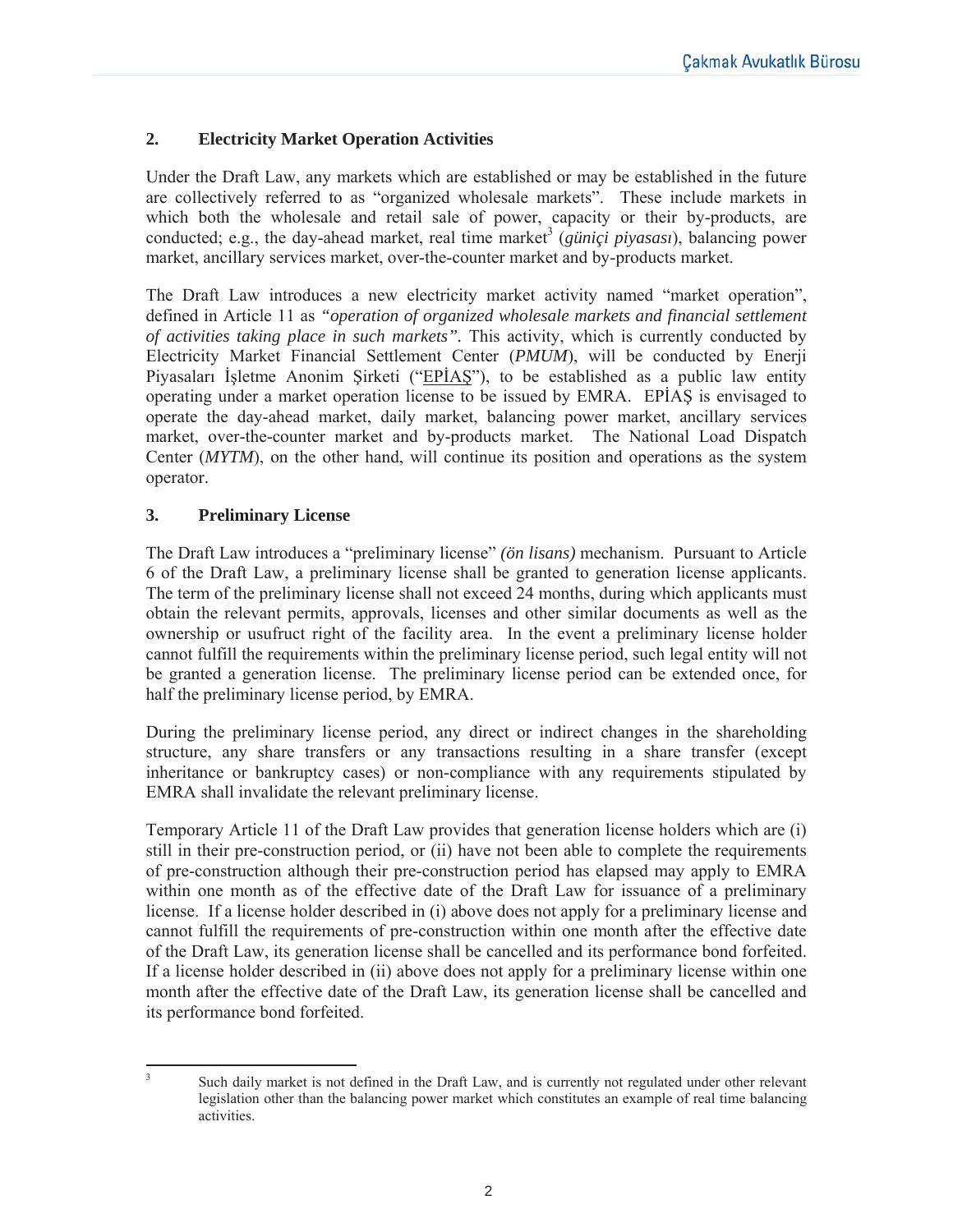## 2. Electricity Market Operation Activities

Under the Draft Law, any markets which are established or may be established in the future are collectively referred to as "organized wholesale markets". These include markets in which both the wholesale and retail sale of power, capacity or their by-products, are conducted; e.g., the day-ahead market, real time market[3] (*güniçi piyasası*), balancing power market, ancillary services market, over-the-counter market and by-products market.

The Draft Law introduces a new electricity market activity named "market operation", defined in Article 11 as *"operation of organized wholesale markets and financial settlement of activities taking place in such markets"*. This activity, which is currently conducted by Electricity Market Financial Settlement Center (*PMUM*), will be conducted by Enerji Piyasaları İşletme Anonim Şirketi ("EPİAŞ"), to be established as a public law entity operating under a market operation license to be issued by EMRA. EPİAŞ is envisaged to operate the day-ahead market, daily market, balancing power market, ancillary services market, over-the-counter market and by-products market. The National Load Dispatch Center (*MYTM*), on the other hand, will continue its position and operations as the system operator.

## 3. Preliminary License

The Draft Law introduces a "preliminary license" *(ön lisans)* mechanism. Pursuant to Article 6 of the Draft Law, a preliminary license shall be granted to generation license applicants. The term of the preliminary license shall not exceed 24 months, during which applicants must obtain the relevant permits, approvals, licenses and other similar documents as well as the ownership or usufruct right of the facility area. In the event a preliminary license holder cannot fulfill the requirements within the preliminary license period, such legal entity will not be granted a generation license. The preliminary license period can be extended once, for half the preliminary license period, by EMRA.

During the preliminary license period, any direct or indirect changes in the shareholding structure, any share transfers or any transactions resulting in a share transfer (except inheritance or bankruptcy cases) or non-compliance with any requirements stipulated by EMRA shall invalidate the relevant preliminary license.

Temporary Article 11 of the Draft Law provides that generation license holders which are (i) still in their pre-construction period, or (ii) have not been able to complete the requirements of pre-construction although their pre-construction period has elapsed may apply to EMRA within one month as of the effective date of the Draft Law for issuance of a preliminary license. If a license holder described in (i) above does not apply for a preliminary license and cannot fulfill the requirements of pre-construction within one month after the effective date of the Draft Law, its generation license shall be cancelled and its performance bond forfeited. If a license holder described in (ii) above does not apply for a preliminary license within one month after the effective date of the Draft Law, its generation license shall be cancelled and its performance bond forfeited.

---

[3] Such daily market is not defined in the Draft Law, and is currently not regulated under other relevant legislation other than the balancing power market which constitutes an example of real time balancing activities.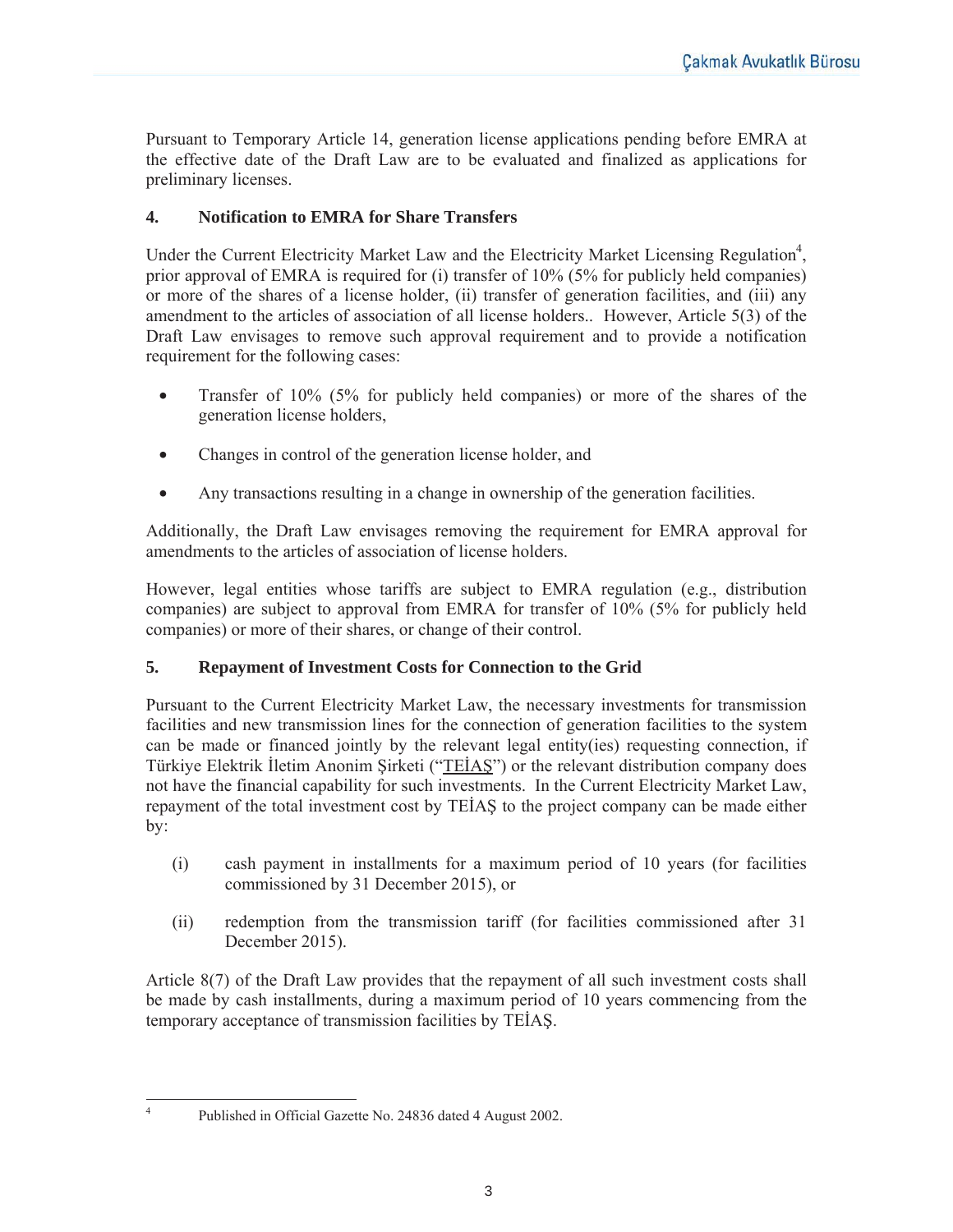Pursuant to Temporary Article 14, generation license applications pending before EMRA at the effective date of the Draft Law are to be evaluated and finalized as applications for preliminary licenses.

## 4. Notification to EMRA for Share Transfers

Under the Current Electricity Market Law and the Electricity Market Licensing Regulation[4], prior approval of EMRA is required for (i) transfer of 10% (5% for publicly held companies) or more of the shares of a license holder, (ii) transfer of generation facilities, and (iii) any amendment to the articles of association of all license holders.. However, Article 5(3) of the Draft Law envisages to remove such approval requirement and to provide a notification requirement for the following cases:

- Transfer of 10% (5% for publicly held companies) or more of the shares of the generation license holders,
- Changes in control of the generation license holder, and
- Any transactions resulting in a change in ownership of the generation facilities.

Additionally, the Draft Law envisages removing the requirement for EMRA approval for amendments to the articles of association of license holders.

However, legal entities whose tariffs are subject to EMRA regulation (e.g., distribution companies) are subject to approval from EMRA for transfer of 10% (5% for publicly held companies) or more of their shares, or change of their control.

## 5. Repayment of Investment Costs for Connection to the Grid

Pursuant to the Current Electricity Market Law, the necessary investments for transmission facilities and new transmission lines for the connection of generation facilities to the system can be made or financed jointly by the relevant legal entity(ies) requesting connection, if Türkiye Elektrik İletim Anonim Şirketi ("TEİAŞ") or the relevant distribution company does not have the financial capability for such investments. In the Current Electricity Market Law, repayment of the total investment cost by TEİAŞ to the project company can be made either by:

(i) cash payment in installments for a maximum period of 10 years (for facilities commissioned by 31 December 2015), or

(ii) redemption from the transmission tariff (for facilities commissioned after 31 December 2015).

Article 8(7) of the Draft Law provides that the repayment of all such investment costs shall be made by cash installments, during a maximum period of 10 years commencing from the temporary acceptance of transmission facilities by TEİAŞ.

---

[4] Published in Official Gazette No. 24836 dated 4 August 2002.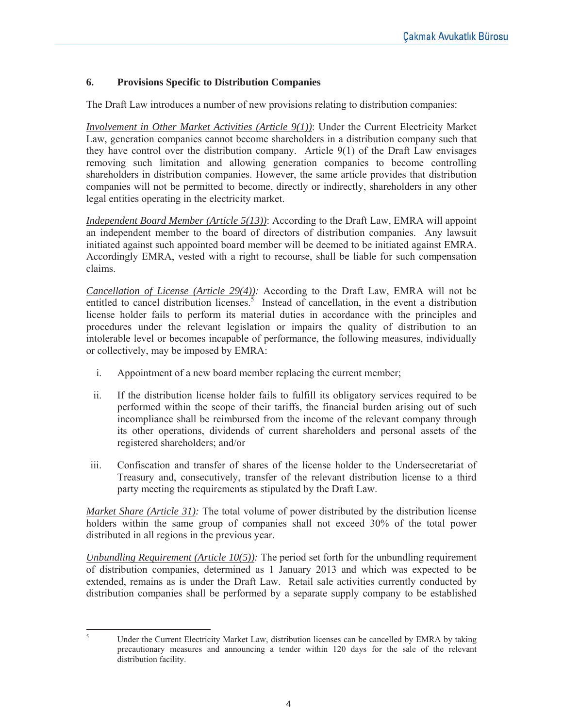## 6. Provisions Specific to Distribution Companies

The Draft Law introduces a number of new provisions relating to distribution companies:

*Involvement in Other Market Activities (Article 9(1))*: Under the Current Electricity Market Law, generation companies cannot become shareholders in a distribution company such that they have control over the distribution company. Article 9(1) of the Draft Law envisages removing such limitation and allowing generation companies to become controlling shareholders in distribution companies. However, the same article provides that distribution companies will not be permitted to become, directly or indirectly, shareholders in any other legal entities operating in the electricity market.

*Independent Board Member (Article 5(13))*: According to the Draft Law, EMRA will appoint an independent member to the board of directors of distribution companies. Any lawsuit initiated against such appointed board member will be deemed to be initiated against EMRA. Accordingly EMRA, vested with a right to recourse, shall be liable for such compensation claims.

*Cancellation of License (Article 29(4)):* According to the Draft Law, EMRA will not be entitled to cancel distribution licenses.[5] Instead of cancellation, in the event a distribution license holder fails to perform its material duties in accordance with the principles and procedures under the relevant legislation or impairs the quality of distribution to an intolerable level or becomes incapable of performance, the following measures, individually or collectively, may be imposed by EMRA:

i. Appointment of a new board member replacing the current member;

ii. If the distribution license holder fails to fulfill its obligatory services required to be performed within the scope of their tariffs, the financial burden arising out of such incompliance shall be reimbursed from the income of the relevant company through its other operations, dividends of current shareholders and personal assets of the registered shareholders; and/or

iii. Confiscation and transfer of shares of the license holder to the Undersecretariat of Treasury and, consecutively, transfer of the relevant distribution license to a third party meeting the requirements as stipulated by the Draft Law.

*Market Share (Article 31):* The total volume of power distributed by the distribution license holders within the same group of companies shall not exceed 30% of the total power distributed in all regions in the previous year.

*Unbundling Requirement (Article 10(5)):* The period set forth for the unbundling requirement of distribution companies, determined as 1 January 2013 and which was expected to be extended, remains as is under the Draft Law. Retail sale activities currently conducted by distribution companies shall be performed by a separate supply company to be established

---

[5] Under the Current Electricity Market Law, distribution licenses can be cancelled by EMRA by taking precautionary measures and announcing a tender within 120 days for the sale of the relevant distribution facility.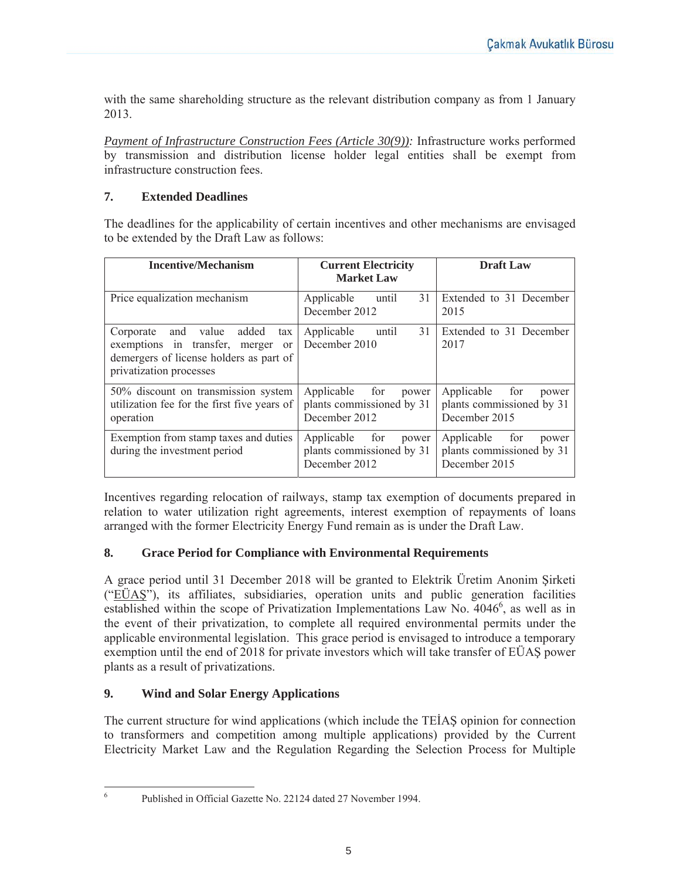with the same shareholding structure as the relevant distribution company as from 1 January 2013.

*Payment of Infrastructure Construction Fees (Article 30(9)):* Infrastructure works performed by transmission and distribution license holder legal entities shall be exempt from infrastructure construction fees.

## 7. Extended Deadlines

The deadlines for the applicability of certain incentives and other mechanisms are envisaged to be extended by the Draft Law as follows:

| Incentive/Mechanism | Current Electricity Market Law | Draft Law |
|---|---|---|
| Price equalization mechanism | Applicable until 31 December 2012 | Extended to 31 December 2015 |
| Corporate and value added tax exemptions in transfer, merger or demergers of license holders as part of privatization processes | Applicable until 31 December 2010 | Extended to 31 December 2017 |
| 50% discount on transmission system utilization fee for the first five years of operation | Applicable for power plants commissioned by 31 December 2012 | Applicable for power plants commissioned by 31 December 2015 |
| Exemption from stamp taxes and duties during the investment period | Applicable for power plants commissioned by 31 December 2012 | Applicable for power plants commissioned by 31 December 2015 |

Incentives regarding relocation of railways, stamp tax exemption of documents prepared in relation to water utilization right agreements, interest exemption of repayments of loans arranged with the former Electricity Energy Fund remain as is under the Draft Law.

## 8. Grace Period for Compliance with Environmental Requirements

A grace period until 31 December 2018 will be granted to Elektrik Üretim Anonim Şirketi ("EÜAŞ"), its affiliates, subsidiaries, operation units and public generation facilities established within the scope of Privatization Implementations Law No. 4046[6], as well as in the event of their privatization, to complete all required environmental permits under the applicable environmental legislation. This grace period is envisaged to introduce a temporary exemption until the end of 2018 for private investors which will take transfer of EÜAŞ power plants as a result of privatizations.

## 9. Wind and Solar Energy Applications

The current structure for wind applications (which include the TEİAŞ opinion for connection to transformers and competition among multiple applications) provided by the Current Electricity Market Law and the Regulation Regarding the Selection Process for Multiple

---

[6] Published in Official Gazette No. 22124 dated 27 November 1994.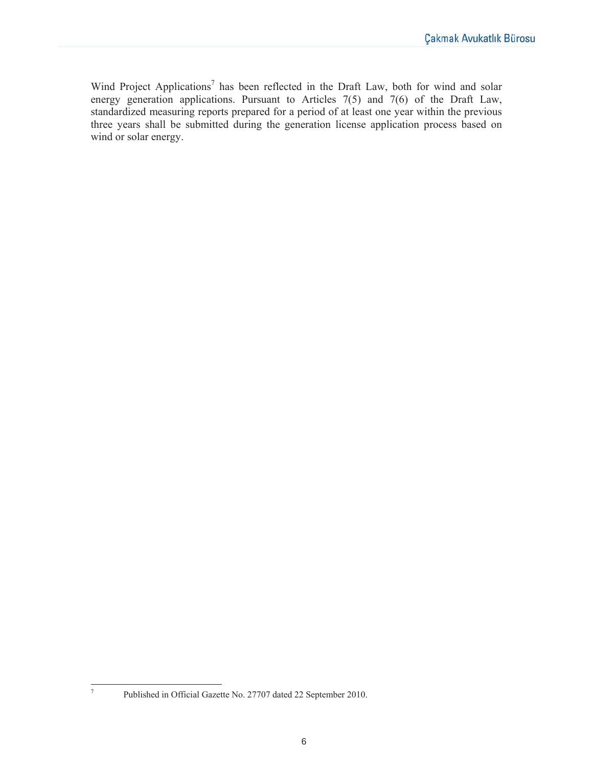Wind Project Applications[7] has been reflected in the Draft Law, both for wind and solar energy generation applications. Pursuant to Articles 7(5) and 7(6) of the Draft Law, standardized measuring reports prepared for a period of at least one year within the previous three years shall be submitted during the generation license application process based on wind or solar energy.

---

[7] Published in Official Gazette No. 27707 dated 22 September 2010.